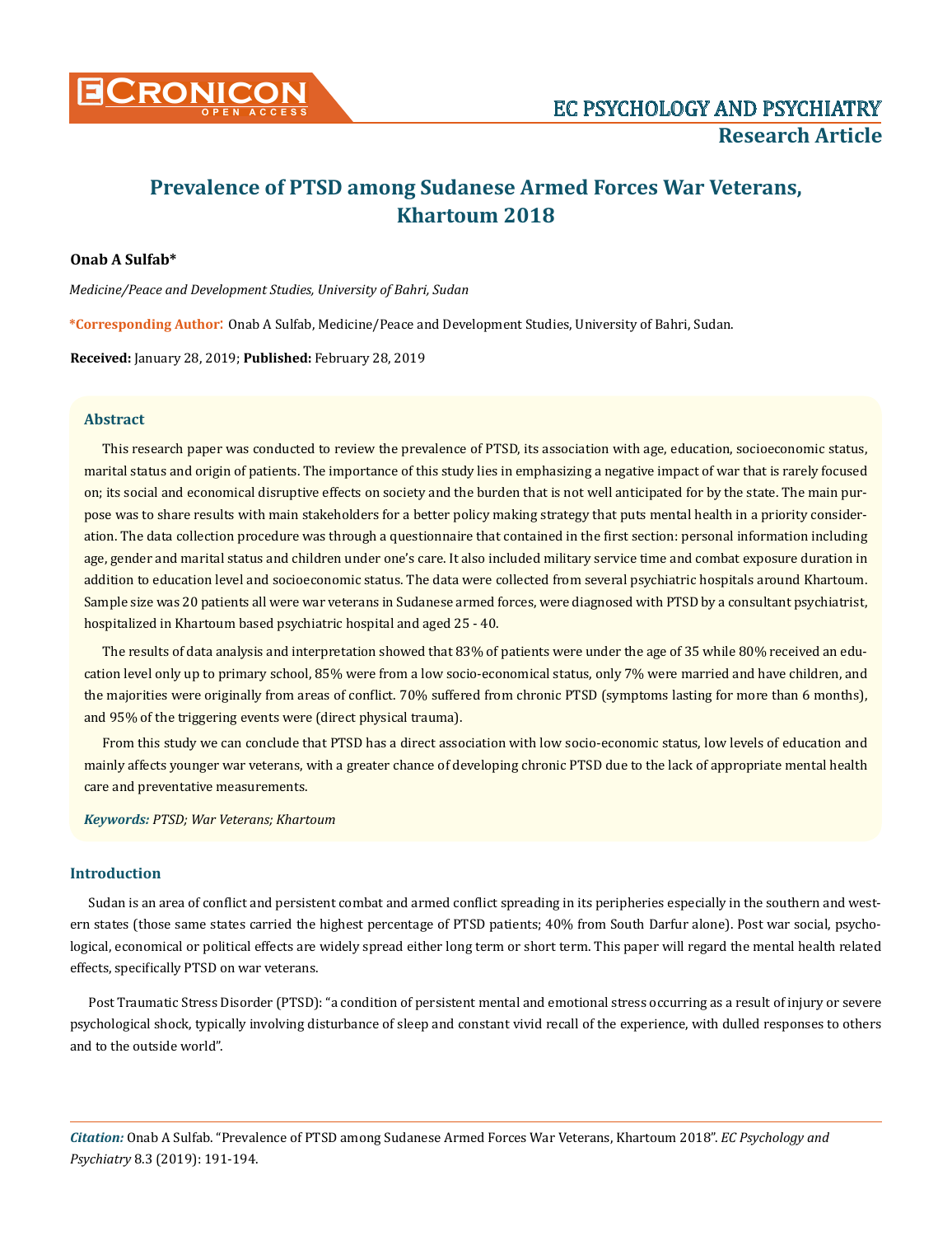# Prevalence of PTSD among Sudanese Armed Forces War Veterans, Khartoum 2018

**Onab A Sulfab***

*Medicine/Peace and Development Studies, University of Bahri, Sudan*

***Corresponding Author:** Onab A Sulfab, Medicine/Peace and Development Studies, University of Bahri, Sudan.

**Received:** January 28, 2019; **Published:** February 28, 2019

## Abstract

This research paper was conducted to review the prevalence of PTSD, its association with age, education, socioeconomic status, marital status and origin of patients. The importance of this study lies in emphasizing a negative impact of war that is rarely focused on; its social and economical disruptive effects on society and the burden that is not well anticipated for by the state. The main purpose was to share results with main stakeholders for a better policy making strategy that puts mental health in a priority consideration. The data collection procedure was through a questionnaire that contained in the first section: personal information including age, gender and marital status and children under one's care. It also included military service time and combat exposure duration in addition to education level and socioeconomic status. The data were collected from several psychiatric hospitals around Khartoum. Sample size was 20 patients all were war veterans in Sudanese armed forces, were diagnosed with PTSD by a consultant psychiatrist, hospitalized in Khartoum based psychiatric hospital and aged 25 - 40.

The results of data analysis and interpretation showed that 83% of patients were under the age of 35 while 80% received an education level only up to primary school, 85% were from a low socio-economical status, only 7% were married and have children, and the majorities were originally from areas of conflict. 70% suffered from chronic PTSD (symptoms lasting for more than 6 months), and 95% of the triggering events were (direct physical trauma).

From this study we can conclude that PTSD has a direct association with low socio-economic status, low levels of education and mainly affects younger war veterans, with a greater chance of developing chronic PTSD due to the lack of appropriate mental health care and preventative measurements.

***Keywords:** PTSD; War Veterans; Khartoum*

## Introduction

Sudan is an area of conflict and persistent combat and armed conflict spreading in its peripheries especially in the southern and western states (those same states carried the highest percentage of PTSD patients; 40% from South Darfur alone). Post war social, psychological, economical or political effects are widely spread either long term or short term. This paper will regard the mental health related effects, specifically PTSD on war veterans.

Post Traumatic Stress Disorder (PTSD): "a condition of persistent mental and emotional stress occurring as a result of injury or severe psychological shock, typically involving disturbance of sleep and constant vivid recall of the experience, with dulled responses to others and to the outside world".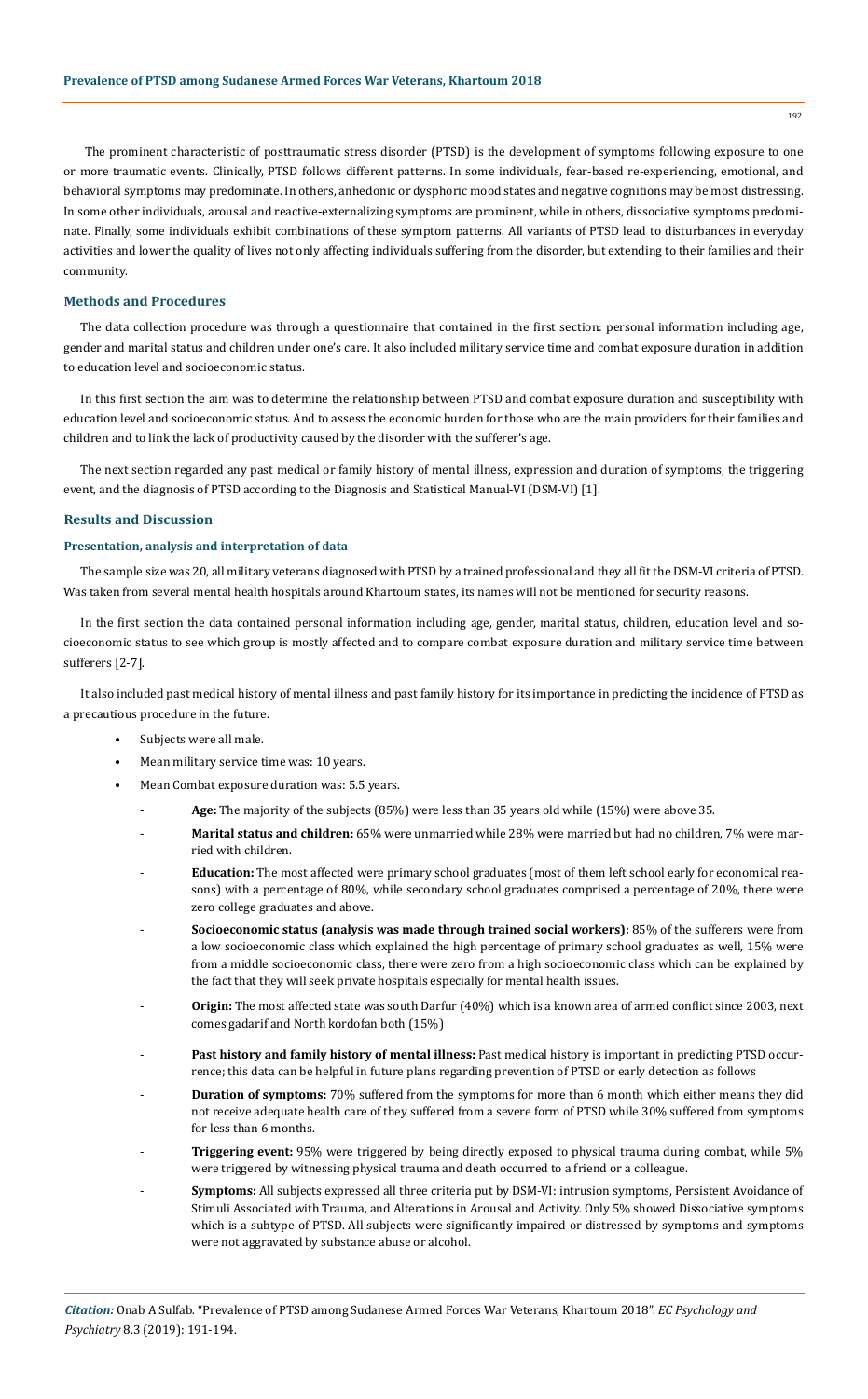The prominent characteristic of posttraumatic stress disorder (PTSD) is the development of symptoms following exposure to one or more traumatic events. Clinically, PTSD follows different patterns. In some individuals, fear-based re-experiencing, emotional, and behavioral symptoms may predominate. In others, anhedonic or dysphoric mood states and negative cognitions may be most distressing. In some other individuals, arousal and reactive-externalizing symptoms are prominent, while in others, dissociative symptoms predominate. Finally, some individuals exhibit combinations of these symptom patterns. All variants of PTSD lead to disturbances in everyday activities and lower the quality of lives not only affecting individuals suffering from the disorder, but extending to their families and their community.

## Methods and Procedures

The data collection procedure was through a questionnaire that contained in the first section: personal information including age, gender and marital status and children under one's care. It also included military service time and combat exposure duration in addition to education level and socioeconomic status.

In this first section the aim was to determine the relationship between PTSD and combat exposure duration and susceptibility with education level and socioeconomic status. And to assess the economic burden for those who are the main providers for their families and children and to link the lack of productivity caused by the disorder with the sufferer's age.

The next section regarded any past medical or family history of mental illness, expression and duration of symptoms, the triggering event, and the diagnosis of PTSD according to the Diagnosis and Statistical Manual-VI (DSM-VI) [1].

## Results and Discussion

### Presentation, analysis and interpretation of data

The sample size was 20, all military veterans diagnosed with PTSD by a trained professional and they all fit the DSM-VI criteria of PTSD. Was taken from several mental health hospitals around Khartoum states, its names will not be mentioned for security reasons.

In the first section the data contained personal information including age, gender, marital status, children, education level and socioeconomic status to see which group is mostly affected and to compare combat exposure duration and military service time between sufferers [2-7].

It also included past medical history of mental illness and past family history for its importance in predicting the incidence of PTSD as a precautious procedure in the future.

- Subjects were all male.
- Mean military service time was: 10 years.
- Mean Combat exposure duration was: 5.5 years.
    - **Age:** The majority of the subjects (85%) were less than 35 years old while (15%) were above 35.
    - **Marital status and children:** 65% were unmarried while 28% were married but had no children, 7% were married with children.
    - **Education:** The most affected were primary school graduates (most of them left school early for economical reasons) with a percentage of 80%, while secondary school graduates comprised a percentage of 20%, there were zero college graduates and above.
    - **Socioeconomic status (analysis was made through trained social workers):** 85% of the sufferers were from a low socioeconomic class which explained the high percentage of primary school graduates as well, 15% were from a middle socioeconomic class, there were zero from a high socioeconomic class which can be explained by the fact that they will seek private hospitals especially for mental health issues.
    - **Origin:** The most affected state was south Darfur (40%) which is a known area of armed conflict since 2003, next comes gadarif and North kordofan both (15%)
    - **Past history and family history of mental illness:** Past medical history is important in predicting PTSD occurrence; this data can be helpful in future plans regarding prevention of PTSD or early detection as follows
    - **Duration of symptoms:** 70% suffered from the symptoms for more than 6 month which either means they did not receive adequate health care of they suffered from a severe form of PTSD while 30% suffered from symptoms for less than 6 months.
    - **Triggering event:** 95% were triggered by being directly exposed to physical trauma during combat, while 5% were triggered by witnessing physical trauma and death occurred to a friend or a colleague.
    - **Symptoms:** All subjects expressed all three criteria put by DSM-VI: intrusion symptoms, Persistent Avoidance of Stimuli Associated with Trauma, and Alterations in Arousal and Activity. Only 5% showed Dissociative symptoms which is a subtype of PTSD. All subjects were significantly impaired or distressed by symptoms and symptoms were not aggravated by substance abuse or alcohol.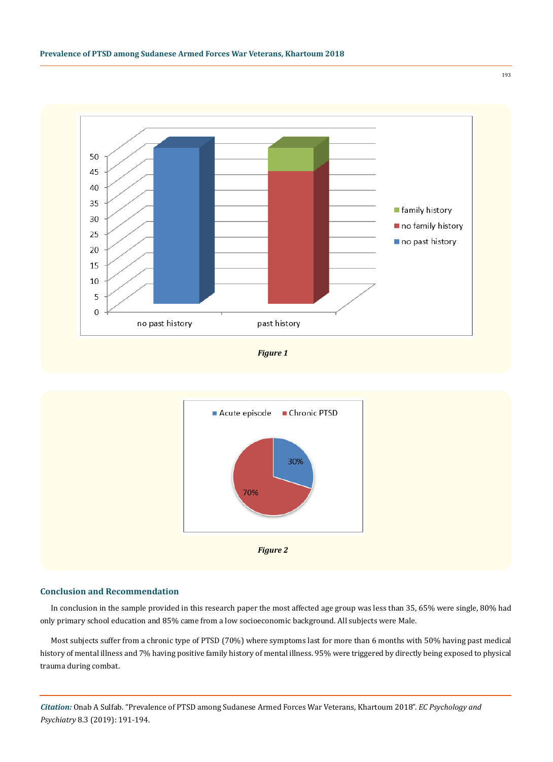Figure 1

Figure 2

## Conclusion and Recommendation

In conclusion in the sample provided in this research paper the most affected age group was less than 35, 65% were single, 80% had only primary school education and 85% came from a low socioeconomic background. All subjects were Male.

Most subjects suffer from a chronic type of PTSD (70%) where symptoms last for more than 6 months with 50% having past medical history of mental illness and 7% having positive family history of mental illness. 95% were triggered by directly being exposed to physical trauma during combat.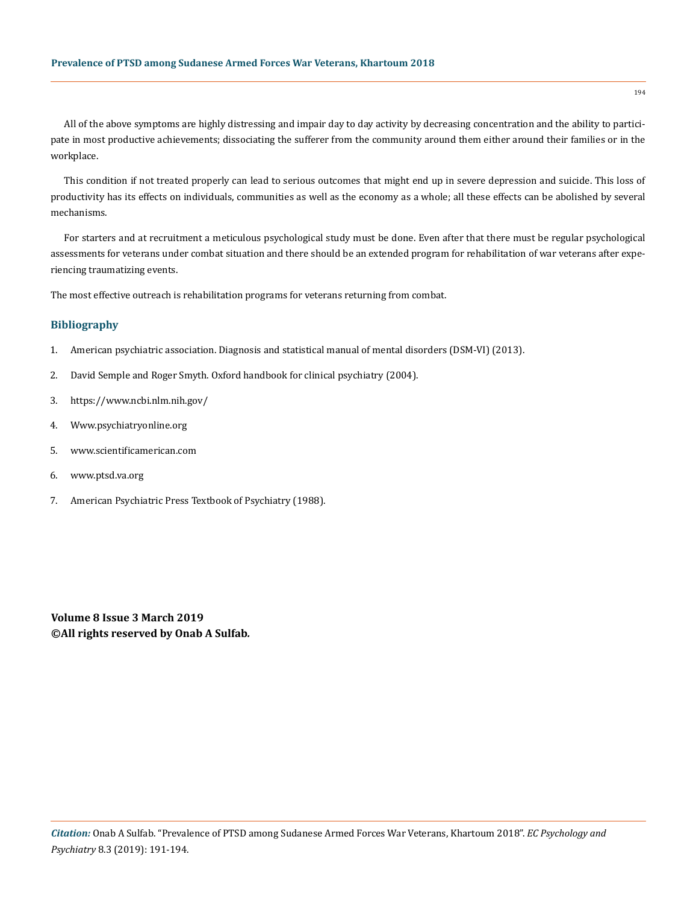All of the above symptoms are highly distressing and impair day to day activity by decreasing concentration and the ability to participate in most productive achievements; dissociating the sufferer from the community around them either around their families or in the workplace.

This condition if not treated properly can lead to serious outcomes that might end up in severe depression and suicide. This loss of productivity has its effects on individuals, communities as well as the economy as a whole; all these effects can be abolished by several mechanisms.

For starters and at recruitment a meticulous psychological study must be done. Even after that there must be regular psychological assessments for veterans under combat situation and there should be an extended program for rehabilitation of war veterans after experiencing traumatizing events.

The most effective outreach is rehabilitation programs for veterans returning from combat.

## Bibliography

1. American psychiatric association. Diagnosis and statistical manual of mental disorders (DSM-VI) (2013).
2. David Semple and Roger Smyth. Oxford handbook for clinical psychiatry (2004).
3. https://www.ncbi.nlm.nih.gov/
4. Www.psychiatryonline.org
5. www.scientificamerican.com
6. www.ptsd.va.org
7. American Psychiatric Press Textbook of Psychiatry (1988).

**Volume 8 Issue 3 March 2019**
**©All rights reserved by Onab A Sulfab.**